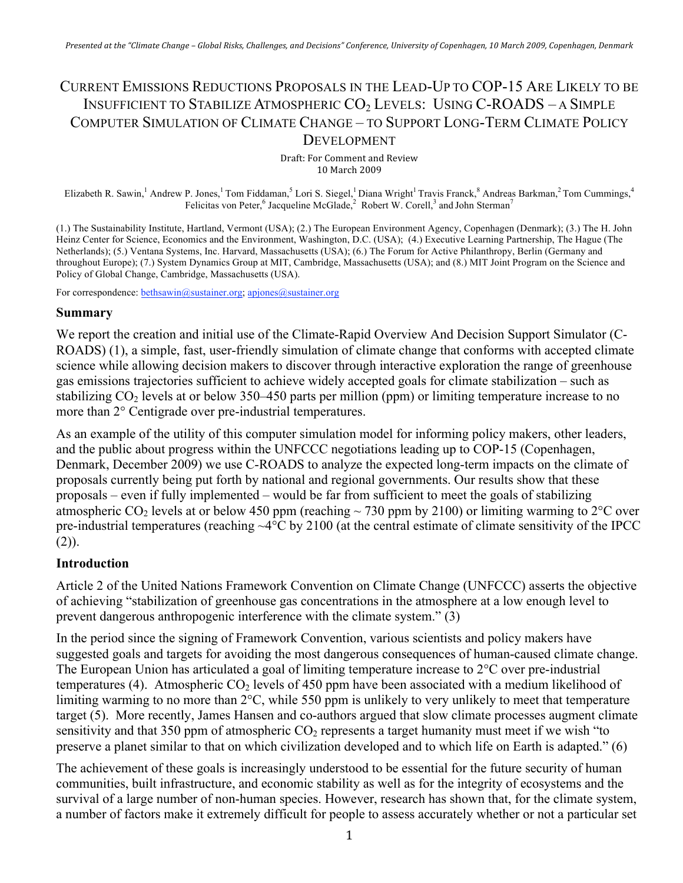*Presented at the "Climate Change – Global Risks, Challenges, and Decisions" Conference, University of Copenhagen, 10 March 2009, Copenhagen, Denmark*

# Current Emissions Reductions Proposals in the Lead-Up to COP-15 Are Likely to be Insufficient to Stabilize Atmospheric $CO_2$ Levels: Using C-ROADS – A Simple Computer Simulation of Climate Change – to Support Long-Term Climate Policy Development

Draft: For Comment and Review
10 March 2009

Elizabeth R. Sawin,[1] Andrew P. Jones,[1] Tom Fiddaman,[5] Lori S. Siegel,[1] Diana Wright[1] Travis Franck,[8] Andreas Barkman,[2] Tom Cummings,[4] Felicitas von Peter,[6] Jacqueline McGlade,[2] Robert W. Corell,[3] and John Sterman[7]

(1.) The Sustainability Institute, Hartland, Vermont (USA); (2.) The European Environment Agency, Copenhagen (Denmark); (3.) The H. John Heinz Center for Science, Economics and the Environment, Washington, D.C. (USA); (4.) Executive Learning Partnership, The Hague (The Netherlands); (5.) Ventana Systems, Inc. Harvard, Massachusetts (USA); (6.) The Forum for Active Philanthropy, Berlin (Germany and throughout Europe); (7.) System Dynamics Group at MIT, Cambridge, Massachusetts (USA); and (8.) MIT Joint Program on the Science and Policy of Global Change, Cambridge, Massachusetts (USA).

For correspondence: bethsawin@sustainer.org; apjones@sustainer.org

## Summary

We report the creation and initial use of the Climate-Rapid Overview And Decision Support Simulator (C-ROADS) (1), a simple, fast, user-friendly simulation of climate change that conforms with accepted climate science while allowing decision makers to discover through interactive exploration the range of greenhouse gas emissions trajectories sufficient to achieve widely accepted goals for climate stabilization – such as stabilizing $CO_2$ levels at or below 350–450 parts per million (ppm) or limiting temperature increase to no more than 2° Centigrade over pre-industrial temperatures.

As an example of the utility of this computer simulation model for informing policy makers, other leaders, and the public about progress within the UNFCCC negotiations leading up to COP-15 (Copenhagen, Denmark, December 2009) we use C-ROADS to analyze the expected long-term impacts on the climate of proposals currently being put forth by national and regional governments. Our results show that these proposals – even if fully implemented – would be far from sufficient to meet the goals of stabilizing atmospheric $CO_2$ levels at or below 450 ppm (reaching ~ 730 ppm by 2100) or limiting warming to 2°C over pre-industrial temperatures (reaching ~4°C by 2100 (at the central estimate of climate sensitivity of the IPCC (2)).

## Introduction

Article 2 of the United Nations Framework Convention on Climate Change (UNFCCC) asserts the objective of achieving "stabilization of greenhouse gas concentrations in the atmosphere at a low enough level to prevent dangerous anthropogenic interference with the climate system." (3)

In the period since the signing of Framework Convention, various scientists and policy makers have suggested goals and targets for avoiding the most dangerous consequences of human-caused climate change. The European Union has articulated a goal of limiting temperature increase to 2°C over pre-industrial temperatures (4). Atmospheric $CO_2$ levels of 450 ppm have been associated with a medium likelihood of limiting warming to no more than 2°C, while 550 ppm is unlikely to very unlikely to meet that temperature target (5). More recently, James Hansen and co-authors argued that slow climate processes augment climate sensitivity and that 350 ppm of atmospheric $CO_2$ represents a target humanity must meet if we wish "to preserve a planet similar to that on which civilization developed and to which life on Earth is adapted." (6)

The achievement of these goals is increasingly understood to be essential for the future security of human communities, built infrastructure, and economic stability as well as for the integrity of ecosystems and the survival of a large number of non-human species. However, research has shown that, for the climate system, a number of factors make it extremely difficult for people to assess accurately whether or not a particular set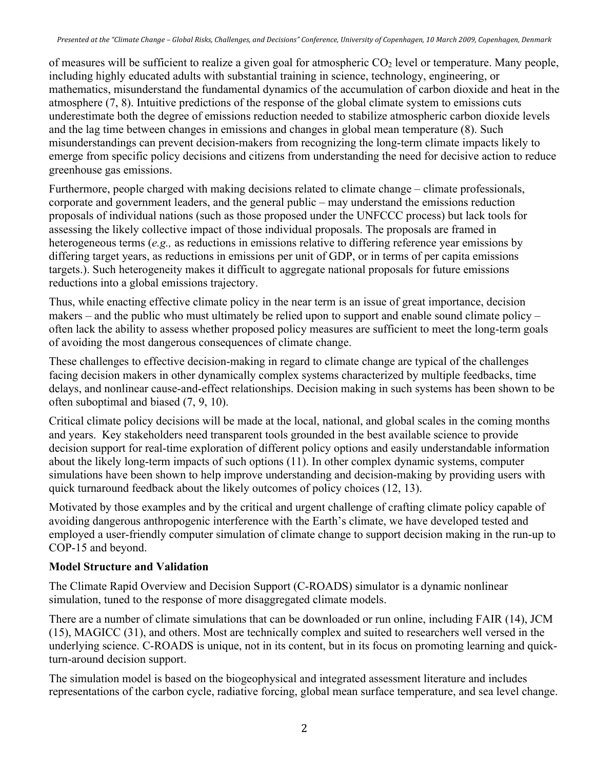of measures will be sufficient to realize a given goal for atmospheric $CO_2$ level or temperature. Many people, including highly educated adults with substantial training in science, technology, engineering, or mathematics, misunderstand the fundamental dynamics of the accumulation of carbon dioxide and heat in the atmosphere (7, 8). Intuitive predictions of the response of the global climate system to emissions cuts underestimate both the degree of emissions reduction needed to stabilize atmospheric carbon dioxide levels and the lag time between changes in emissions and changes in global mean temperature (8). Such misunderstandings can prevent decision-makers from recognizing the long-term climate impacts likely to emerge from specific policy decisions and citizens from understanding the need for decisive action to reduce greenhouse gas emissions.

Furthermore, people charged with making decisions related to climate change – climate professionals, corporate and government leaders, and the general public – may understand the emissions reduction proposals of individual nations (such as those proposed under the UNFCCC process) but lack tools for assessing the likely collective impact of those individual proposals. The proposals are framed in heterogeneous terms (*e.g.,* as reductions in emissions relative to differing reference year emissions by differing target years, as reductions in emissions per unit of GDP, or in terms of per capita emissions targets.). Such heterogeneity makes it difficult to aggregate national proposals for future emissions reductions into a global emissions trajectory.

Thus, while enacting effective climate policy in the near term is an issue of great importance, decision makers – and the public who must ultimately be relied upon to support and enable sound climate policy – often lack the ability to assess whether proposed policy measures are sufficient to meet the long-term goals of avoiding the most dangerous consequences of climate change.

These challenges to effective decision-making in regard to climate change are typical of the challenges facing decision makers in other dynamically complex systems characterized by multiple feedbacks, time delays, and nonlinear cause-and-effect relationships. Decision making in such systems has been shown to be often suboptimal and biased (7, 9, 10).

Critical climate policy decisions will be made at the local, national, and global scales in the coming months and years. Key stakeholders need transparent tools grounded in the best available science to provide decision support for real-time exploration of different policy options and easily understandable information about the likely long-term impacts of such options (11). In other complex dynamic systems, computer simulations have been shown to help improve understanding and decision-making by providing users with quick turnaround feedback about the likely outcomes of policy choices (12, 13).

Motivated by those examples and by the critical and urgent challenge of crafting climate policy capable of avoiding dangerous anthropogenic interference with the Earth's climate, we have developed tested and employed a user-friendly computer simulation of climate change to support decision making in the run-up to COP-15 and beyond.

**Model Structure and Validation**

The Climate Rapid Overview and Decision Support (C-ROADS) simulator is a dynamic nonlinear simulation, tuned to the response of more disaggregated climate models.

There are a number of climate simulations that can be downloaded or run online, including FAIR (14), JCM (15), MAGICC (31), and others. Most are technically complex and suited to researchers well versed in the underlying science. C-ROADS is unique, not in its content, but in its focus on promoting learning and quick-turn-around decision support.

The simulation model is based on the biogeophysical and integrated assessment literature and includes representations of the carbon cycle, radiative forcing, global mean surface temperature, and sea level change.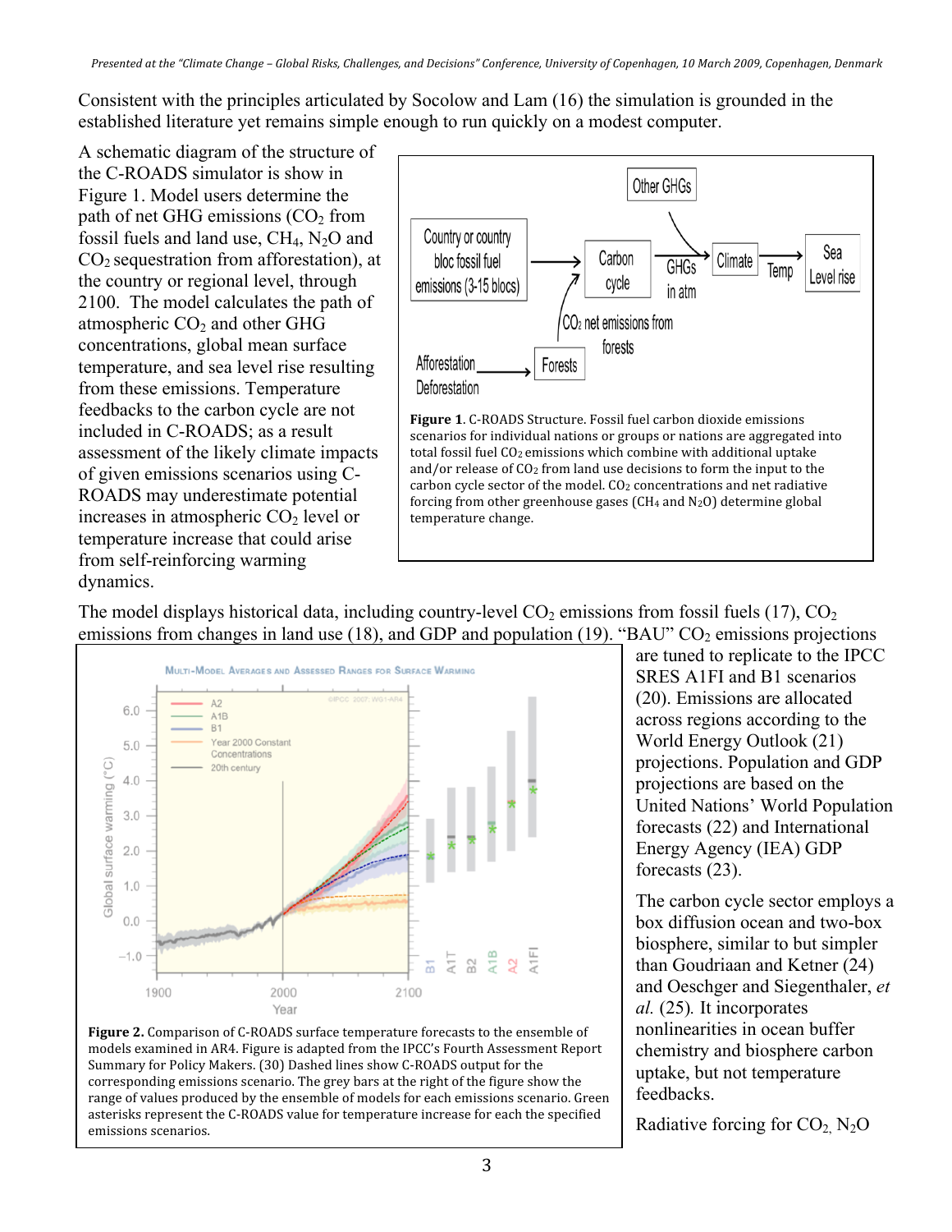Consistent with the principles articulated by Socolow and Lam (16) the simulation is grounded in the established literature yet remains simple enough to run quickly on a modest computer.

A schematic diagram of the structure of the C-ROADS simulator is show in Figure 1. Model users determine the path of net GHG emissions ($CO_2$ from fossil fuels and land use, $CH_4$, $N_2O$ and $CO_2$ sequestration from afforestation), at the country or regional level, through 2100. The model calculates the path of atmospheric $CO_2$ and other GHG concentrations, global mean surface temperature, and sea level rise resulting from these emissions. Temperature feedbacks to the carbon cycle are not included in C-ROADS; as a result assessment of the likely climate impacts of given emissions scenarios using C-ROADS may underestimate potential increases in atmospheric $CO_2$ level or temperature increase that could arise from self-reinforcing warming dynamics.

**Figure 1**. C-ROADS Structure. Fossil fuel carbon dioxide emissions scenarios for individual nations or groups or nations are aggregated into total fossil fuel $CO_2$ emissions which combine with additional uptake and/or release of $CO_2$ from land use decisions to form the input to the carbon cycle sector of the model. $CO_2$ concentrations and net radiative forcing from other greenhouse gases ($CH_4$ and $N_2O$) determine global temperature change.

The model displays historical data, including country-level $CO_2$ emissions from fossil fuels (17), $CO_2$ emissions from changes in land use (18), and GDP and population (19). "BAU" $CO_2$ emissions projections are tuned to replicate to the IPCC SRES A1FI and B1 scenarios (20). Emissions are allocated across regions according to the World Energy Outlook (21) projections. Population and GDP projections are based on the United Nations' World Population forecasts (22) and International Energy Agency (IEA) GDP forecasts (23).

**Figure 2.** Comparison of C-ROADS surface temperature forecasts to the ensemble of models examined in AR4. Figure is adapted from the IPCC's Fourth Assessment Report Summary for Policy Makers. (30) Dashed lines show C-ROADS output for the corresponding emissions scenario. The grey bars at the right of the figure show the range of values produced by the ensemble of models for each emissions scenario. Green asterisks represent the C-ROADS value for temperature increase for each the specified emissions scenarios.

The carbon cycle sector employs a box diffusion ocean and two-box biosphere, similar to but simpler than Goudriaan and Ketner (24) and Oeschger and Siegenthaler, *et al.* (25). It incorporates nonlinearities in ocean buffer chemistry and biosphere carbon uptake, but not temperature feedbacks.

Radiative forcing for $CO_2$, $N_2O$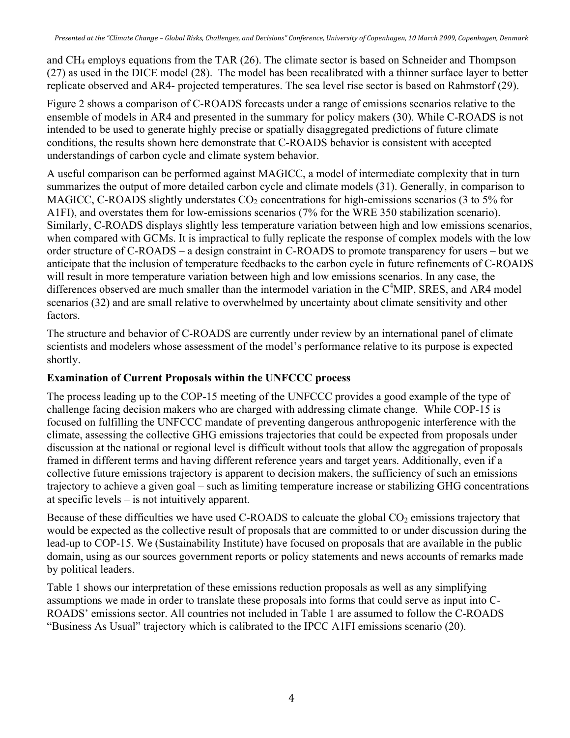and $CH_4$ employs equations from the TAR (26). The climate sector is based on Schneider and Thompson (27) as used in the DICE model (28). The model has been recalibrated with a thinner surface layer to better replicate observed and AR4- projected temperatures. The sea level rise sector is based on Rahmstorf (29).

Figure 2 shows a comparison of C-ROADS forecasts under a range of emissions scenarios relative to the ensemble of models in AR4 and presented in the summary for policy makers (30). While C-ROADS is not intended to be used to generate highly precise or spatially disaggregated predictions of future climate conditions, the results shown here demonstrate that C-ROADS behavior is consistent with accepted understandings of carbon cycle and climate system behavior.

A useful comparison can be performed against MAGICC, a model of intermediate complexity that in turn summarizes the output of more detailed carbon cycle and climate models (31). Generally, in comparison to MAGICC, C-ROADS slightly understates $CO_2$ concentrations for high-emissions scenarios (3 to 5% for A1FI), and overstates them for low-emissions scenarios (7% for the WRE 350 stabilization scenario). Similarly, C-ROADS displays slightly less temperature variation between high and low emissions scenarios, when compared with GCMs. It is impractical to fully replicate the response of complex models with the low order structure of C-ROADS – a design constraint in C-ROADS to promote transparency for users – but we anticipate that the inclusion of temperature feedbacks to the carbon cycle in future refinements of C-ROADS will result in more temperature variation between high and low emissions scenarios. In any case, the differences observed are much smaller than the intermodel variation in the $C^4$MIP, SRES, and AR4 model scenarios (32) and are small relative to overwhelmed by uncertainty about climate sensitivity and other factors.

The structure and behavior of C-ROADS are currently under review by an international panel of climate scientists and modelers whose assessment of the model's performance relative to its purpose is expected shortly.

## Examination of Current Proposals within the UNFCCC process

The process leading up to the COP-15 meeting of the UNFCCC provides a good example of the type of challenge facing decision makers who are charged with addressing climate change. While COP-15 is focused on fulfilling the UNFCCC mandate of preventing dangerous anthropogenic interference with the climate, assessing the collective GHG emissions trajectories that could be expected from proposals under discussion at the national or regional level is difficult without tools that allow the aggregation of proposals framed in different terms and having different reference years and target years. Additionally, even if a collective future emissions trajectory is apparent to decision makers, the sufficiency of such an emissions trajectory to achieve a given goal – such as limiting temperature increase or stabilizing GHG concentrations at specific levels – is not intuitively apparent.

Because of these difficulties we have used C-ROADS to calcuate the global $CO_2$ emissions trajectory that would be expected as the collective result of proposals that are committed to or under discussion during the lead-up to COP-15. We (Sustainability Institute) have focused on proposals that are available in the public domain, using as our sources government reports or policy statements and news accounts of remarks made by political leaders.

Table 1 shows our interpretation of these emissions reduction proposals as well as any simplifying assumptions we made in order to translate these proposals into forms that could serve as input into C-ROADS' emissions sector. All countries not included in Table 1 are assumed to follow the C-ROADS "Business As Usual" trajectory which is calibrated to the IPCC A1FI emissions scenario (20).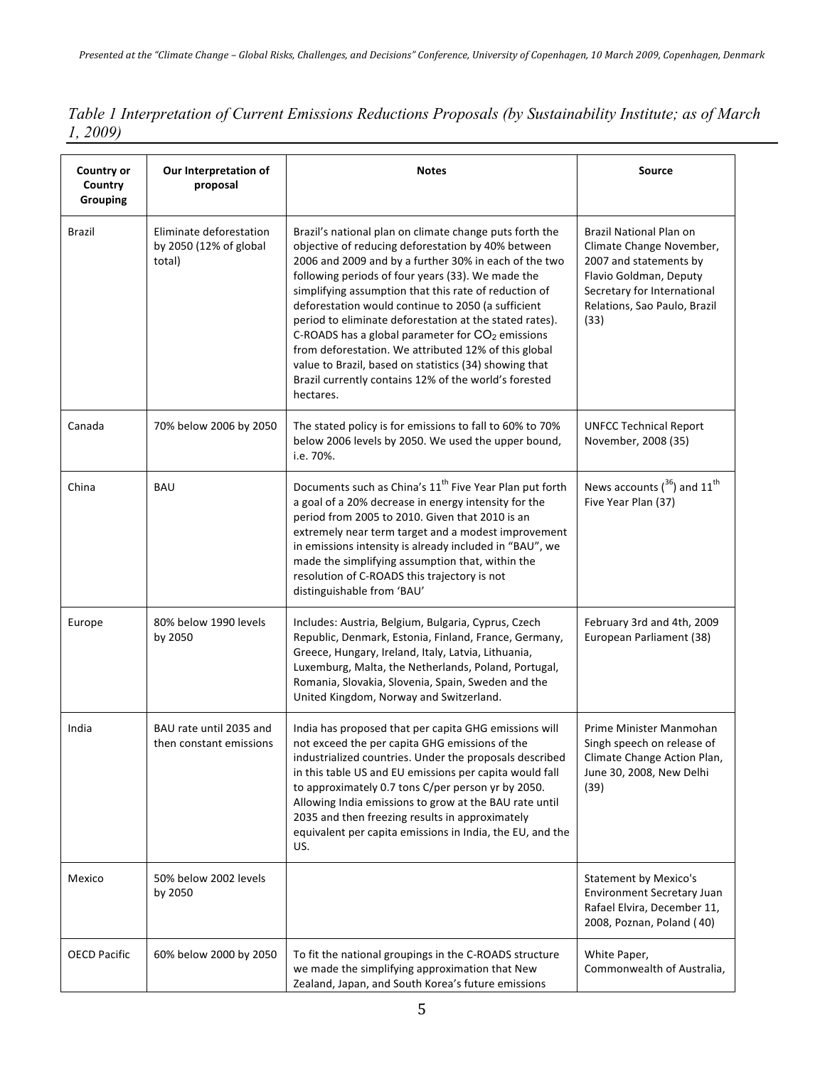*Table 1 Interpretation of Current Emissions Reductions Proposals (by Sustainability Institute; as of March 1, 2009)*

| Country or Country Grouping | Our Interpretation of proposal | Notes | Source |
|---|---|---|---|
| Brazil | Eliminate deforestation by 2050 (12% of global total) | Brazil's national plan on climate change puts forth the objective of reducing deforestation by 40% between 2006 and 2009 and by a further 30% in each of the two following periods of four years (33). We made the simplifying assumption that this rate of reduction of deforestation would continue to 2050 (a sufficient period to eliminate deforestation at the stated rates). C-ROADS has a global parameter for $CO_2$ emissions from deforestation. We attributed 12% of this global value to Brazil, based on statistics (34) showing that Brazil currently contains 12% of the world's forested hectares. | Brazil National Plan on Climate Change November, 2007 and statements by Flavio Goldman, Deputy Secretary for International Relations, Sao Paulo, Brazil (33) |
| Canada | 70% below 2006 by 2050 | The stated policy is for emissions to fall to 60% to 70% below 2006 levels by 2050. We used the upper bound, i.e. 70%. | UNFCC Technical Report November, 2008 (35) |
| China | BAU | Documents such as China's 11th Five Year Plan put forth a goal of a 20% decrease in energy intensity for the period from 2005 to 2010. Given that 2010 is an extremely near term target and a modest improvement in emissions intensity is already included in "BAU", we made the simplifying assumption that, within the resolution of C-ROADS this trajectory is not distinguishable from 'BAU' | News accounts ([36]) and 11th Five Year Plan (37) |
| Europe | 80% below 1990 levels by 2050 | Includes: Austria, Belgium, Bulgaria, Cyprus, Czech Republic, Denmark, Estonia, Finland, France, Germany, Greece, Hungary, Ireland, Italy, Latvia, Lithuania, Luxemburg, Malta, the Netherlands, Poland, Portugal, Romania, Slovakia, Slovenia, Spain, Sweden and the United Kingdom, Norway and Switzerland. | February 3rd and 4th, 2009 European Parliament (38) |
| India | BAU rate until 2035 and then constant emissions | India has proposed that per capita GHG emissions will not exceed the per capita GHG emissions of the industrialized countries. Under the proposals described in this table US and EU emissions per capita would fall to approximately 0.7 tons C/per person yr by 2050. Allowing India emissions to grow at the BAU rate until 2035 and then freezing results in approximately equivalent per capita emissions in India, the EU, and the US. | Prime Minister Manmohan Singh speech on release of Climate Change Action Plan, June 30, 2008, New Delhi (39) |
| Mexico | 50% below 2002 levels by 2050 | | Statement by Mexico's Environment Secretary Juan Rafael Elvira, December 11, 2008, Poznan, Poland (40) |
| OECD Pacific | 60% below 2000 by 2050 | To fit the national groupings in the C-ROADS structure we made the simplifying approximation that New Zealand, Japan, and South Korea's future emissions | White Paper, Commonwealth of Australia, |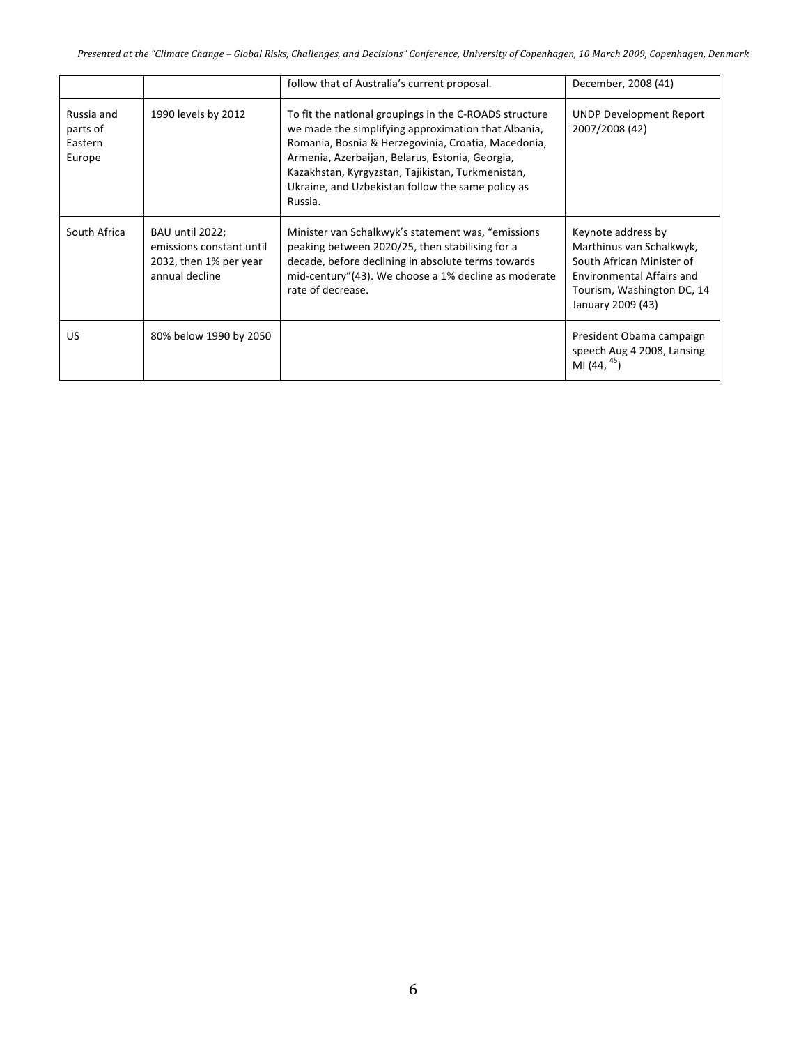|  |  | follow that of Australia's current proposal. | December, 2008 (41) |
|---|---|---|---|
| Russia and parts of Eastern Europe | 1990 levels by 2012 | To fit the national groupings in the C-ROADS structure we made the simplifying approximation that Albania, Romania, Bosnia & Herzegovinia, Croatia, Macedonia, Armenia, Azerbaijan, Belarus, Estonia, Georgia, Kazakhstan, Kyrgyzstan, Tajikistan, Turkmenistan, Ukraine, and Uzbekistan follow the same policy as Russia. | UNDP Development Report 2007/2008 (42) |
| South Africa | BAU until 2022; emissions constant until 2032, then 1% per year annual decline | Minister van Schalkwyk's statement was, "emissions peaking between 2020/25, then stabilising for a decade, before declining in absolute terms towards mid-century"(43). We choose a 1% decline as moderate rate of decrease. | Keynote address by Marthinus van Schalkwyk, South African Minister of Environmental Affairs and Tourism, Washington DC, 14 January 2009 (43) |
| US | 80% below 1990 by 2050 |  | President Obama campaign speech Aug 4 2008, Lansing MI (44, [45]) |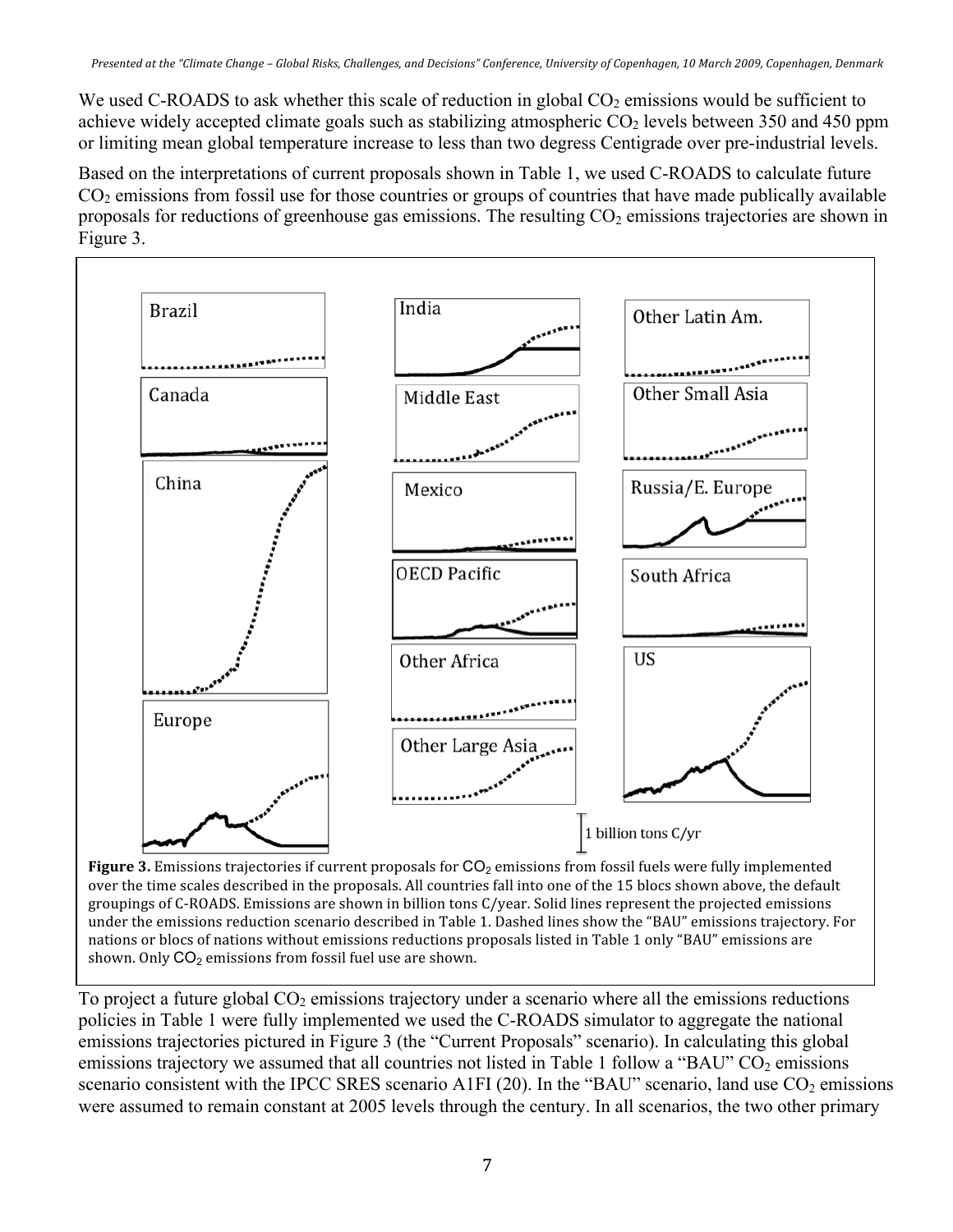We used C-ROADS to ask whether this scale of reduction in global $CO_2$ emissions would be sufficient to achieve widely accepted climate goals such as stabilizing atmospheric $CO_2$ levels between 350 and 450 ppm or limiting mean global temperature increase to less than two degress Centigrade over pre-industrial levels.

Based on the interpretations of current proposals shown in Table 1, we used C-ROADS to calculate future $CO_2$ emissions from fossil use for those countries or groups of countries that have made publically available proposals for reductions of greenhouse gas emissions. The resulting $CO_2$ emissions trajectories are shown in Figure 3.

**Figure 3.** Emissions trajectories if current proposals for $CO_2$ emissions from fossil fuels were fully implemented over the time scales described in the proposals. All countries fall into one of the 15 blocs shown above, the default groupings of C-ROADS. Emissions are shown in billion tons C/year. Solid lines represent the projected emissions under the emissions reduction scenario described in Table 1. Dashed lines show the "BAU" emissions trajectory. For nations or blocs of nations without emissions reductions proposals listed in Table 1 only "BAU" emissions are shown. Only $CO_2$ emissions from fossil fuel use are shown.

To project a future global $CO_2$ emissions trajectory under a scenario where all the emissions reductions policies in Table 1 were fully implemented we used the C-ROADS simulator to aggregate the national emissions trajectories pictured in Figure 3 (the "Current Proposals" scenario). In calculating this global emissions trajectory we assumed that all countries not listed in Table 1 follow a "BAU" $CO_2$ emissions scenario consistent with the IPCC SRES scenario A1FI (20). In the "BAU" scenario, land use $CO_2$ emissions were assumed to remain constant at 2005 levels through the century. In all scenarios, the two other primary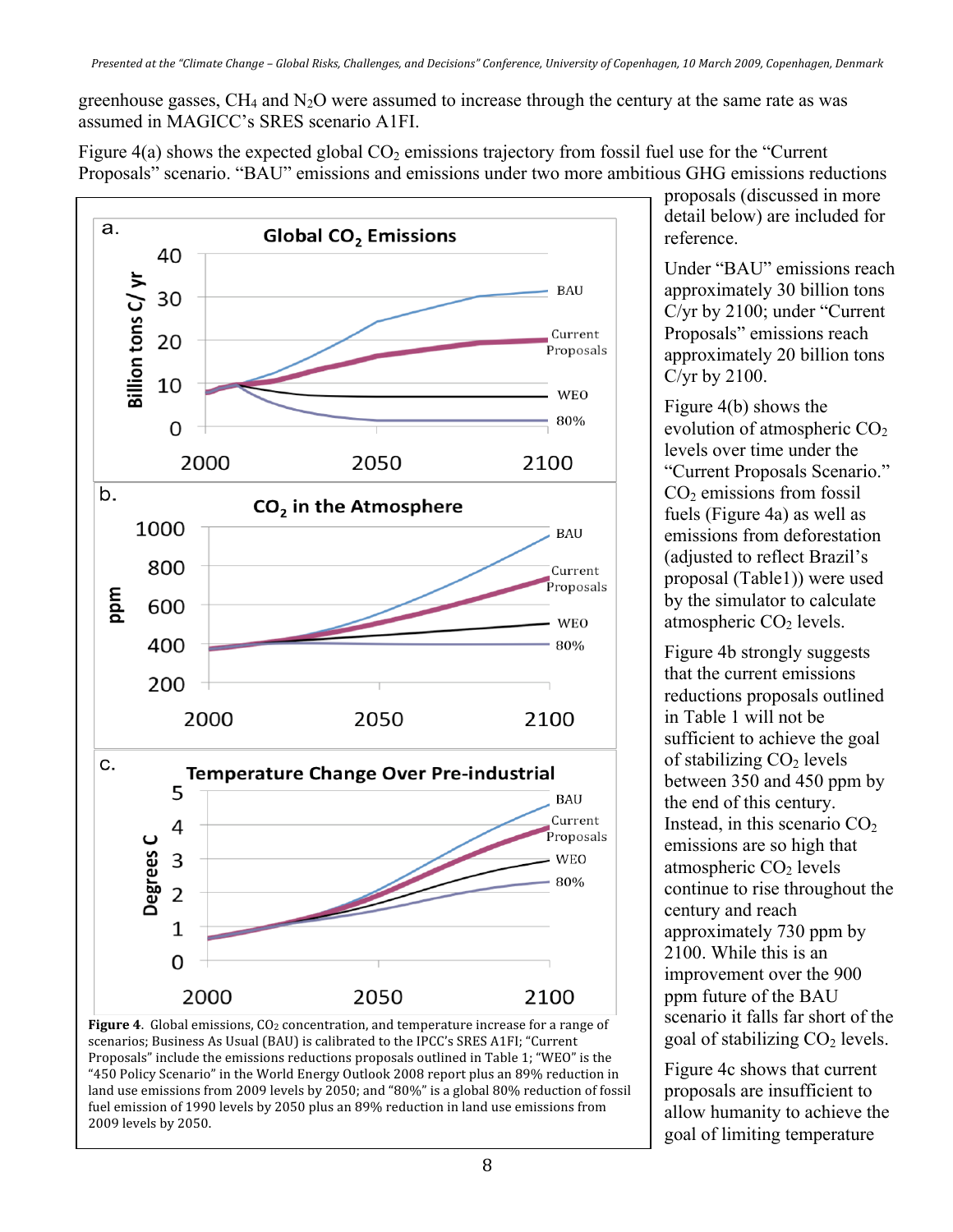greenhouse gasses, $CH_4$ and $N_2O$ were assumed to increase through the century at the same rate as was assumed in MAGICC's SRES scenario A1FI.

Figure 4(a) shows the expected global $CO_2$ emissions trajectory from fossil fuel use for the "Current Proposals" scenario. "BAU" emissions and emissions under two more ambitious GHG emissions reductions proposals (discussed in more detail below) are included for reference.

Figure 4. Global emissions, $CO_2$ concentration, and temperature increase for a range of scenarios; Business As Usual (BAU) is calibrated to the IPCC's SRES A1FI; "Current Proposals" include the emissions reductions proposals outlined in Table 1; "WEO" is the "450 Policy Scenario" in the World Energy Outlook 2008 report plus an 89% reduction in land use emissions from 2009 levels by 2050; and "80%" is a global 80% reduction of fossil fuel emission of 1990 levels by 2050 plus an 89% reduction in land use emissions from 2009 levels by 2050.

Under "BAU" emissions reach approximately 30 billion tons C/yr by 2100; under "Current Proposals" emissions reach approximately 20 billion tons C/yr by 2100.

Figure 4(b) shows the evolution of atmospheric $CO_2$ levels over time under the "Current Proposals Scenario." $CO_2$ emissions from fossil fuels (Figure 4a) as well as emissions from deforestation (adjusted to reflect Brazil's proposal (Table1)) were used by the simulator to calculate atmospheric $CO_2$ levels.

Figure 4b strongly suggests that the current emissions reductions proposals outlined in Table 1 will not be sufficient to achieve the goal of stabilizing $CO_2$ levels between 350 and 450 ppm by the end of this century. Instead, in this scenario $CO_2$ emissions are so high that atmospheric $CO_2$ levels continue to rise throughout the century and reach approximately 730 ppm by 2100. While this is an improvement over the 900 ppm future of the BAU scenario it falls far short of the goal of stabilizing $CO_2$ levels.

Figure 4c shows that current proposals are insufficient to allow humanity to achieve the goal of limiting temperature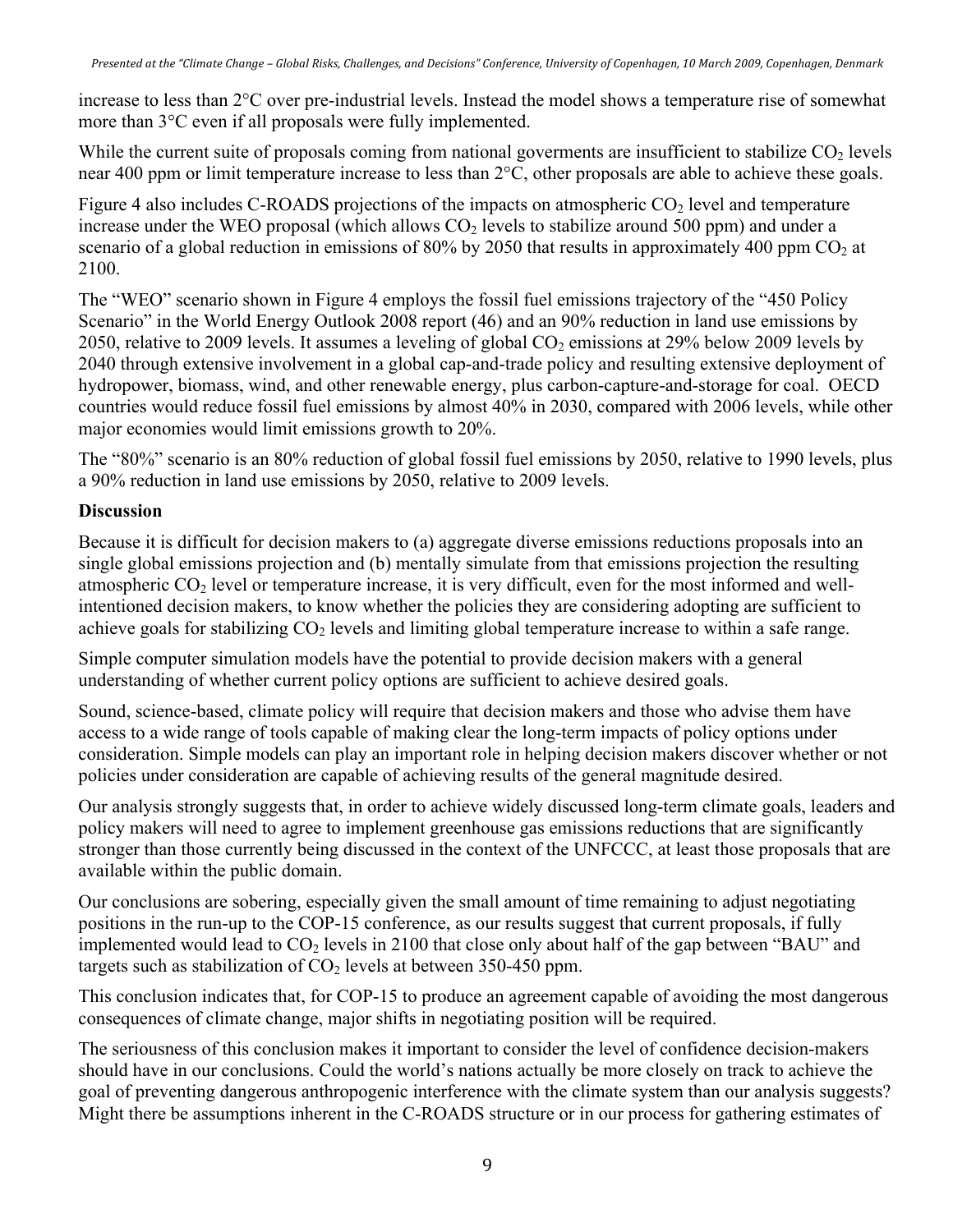increase to less than 2°C over pre-industrial levels. Instead the model shows a temperature rise of somewhat more than 3°C even if all proposals were fully implemented.

While the current suite of proposals coming from national goverments are insufficient to stabilize $CO_2$ levels near 400 ppm or limit temperature increase to less than 2°C, other proposals are able to achieve these goals.

Figure 4 also includes C-ROADS projections of the impacts on atmospheric $CO_2$ level and temperature increase under the WEO proposal (which allows $CO_2$ levels to stabilize around 500 ppm) and under a scenario of a global reduction in emissions of 80% by 2050 that results in approximately 400 ppm $CO_2$ at 2100.

The "WEO" scenario shown in Figure 4 employs the fossil fuel emissions trajectory of the "450 Policy Scenario" in the World Energy Outlook 2008 report (46) and an 90% reduction in land use emissions by 2050, relative to 2009 levels. It assumes a leveling of global $CO_2$ emissions at 29% below 2009 levels by 2040 through extensive involvement in a global cap-and-trade policy and resulting extensive deployment of hydropower, biomass, wind, and other renewable energy, plus carbon-capture-and-storage for coal. OECD countries would reduce fossil fuel emissions by almost 40% in 2030, compared with 2006 levels, while other major economies would limit emissions growth to 20%.

The "80%" scenario is an 80% reduction of global fossil fuel emissions by 2050, relative to 1990 levels, plus a 90% reduction in land use emissions by 2050, relative to 2009 levels.

**Discussion**

Because it is difficult for decision makers to (a) aggregate diverse emissions reductions proposals into an single global emissions projection and (b) mentally simulate from that emissions projection the resulting atmospheric $CO_2$ level or temperature increase, it is very difficult, even for the most informed and well-intentioned decision makers, to know whether the policies they are considering adopting are sufficient to achieve goals for stabilizing $CO_2$ levels and limiting global temperature increase to within a safe range.

Simple computer simulation models have the potential to provide decision makers with a general understanding of whether current policy options are sufficient to achieve desired goals.

Sound, science-based, climate policy will require that decision makers and those who advise them have access to a wide range of tools capable of making clear the long-term impacts of policy options under consideration. Simple models can play an important role in helping decision makers discover whether or not policies under consideration are capable of achieving results of the general magnitude desired.

Our analysis strongly suggests that, in order to achieve widely discussed long-term climate goals, leaders and policy makers will need to agree to implement greenhouse gas emissions reductions that are significantly stronger than those currently being discussed in the context of the UNFCCC, at least those proposals that are available within the public domain.

Our conclusions are sobering, especially given the small amount of time remaining to adjust negotiating positions in the run-up to the COP-15 conference, as our results suggest that current proposals, if fully implemented would lead to $CO_2$ levels in 2100 that close only about half of the gap between "BAU" and targets such as stabilization of $CO_2$ levels at between 350-450 ppm.

This conclusion indicates that, for COP-15 to produce an agreement capable of avoiding the most dangerous consequences of climate change, major shifts in negotiating position will be required.

The seriousness of this conclusion makes it important to consider the level of confidence decision-makers should have in our conclusions. Could the world's nations actually be more closely on track to achieve the goal of preventing dangerous anthropogenic interference with the climate system than our analysis suggests? Might there be assumptions inherent in the C-ROADS structure or in our process for gathering estimates of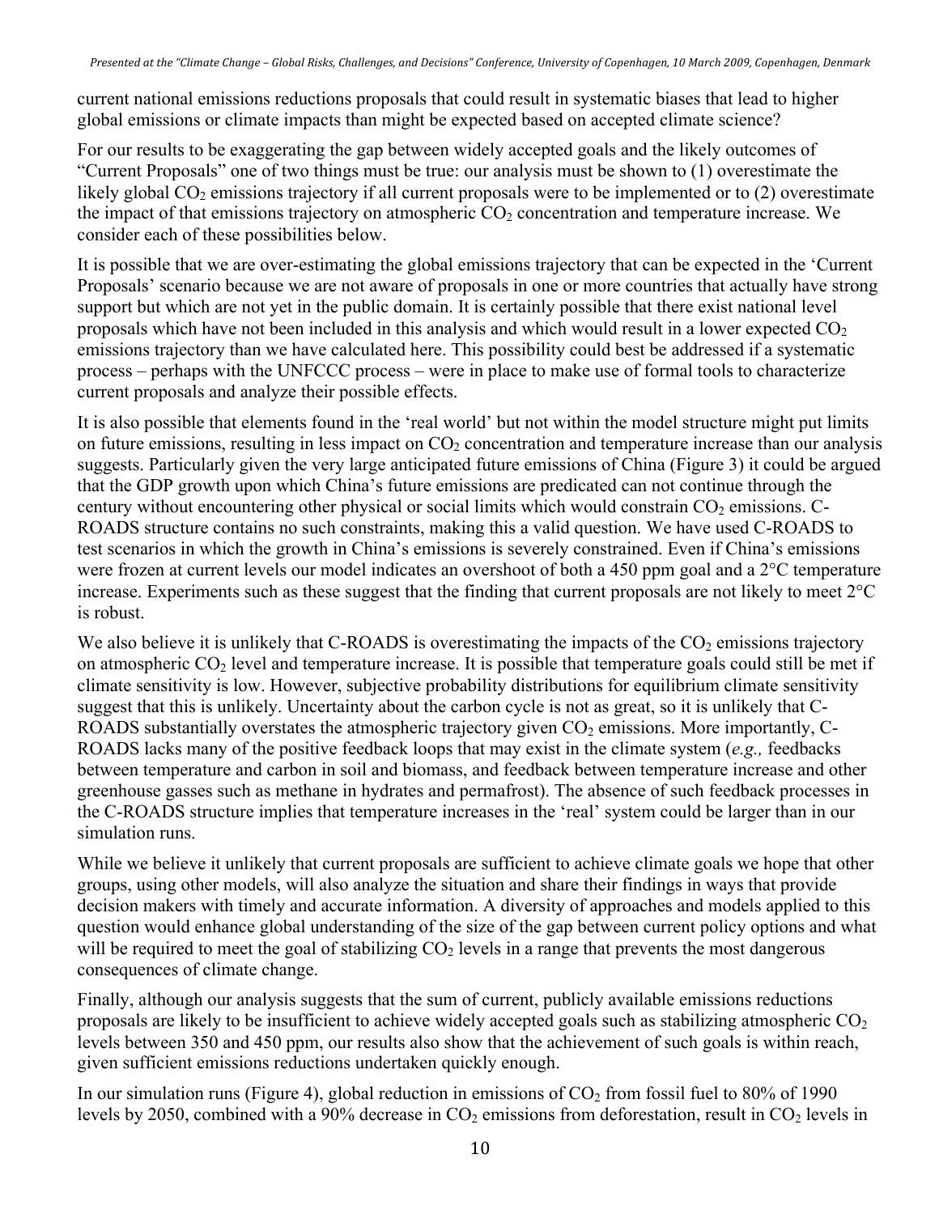current national emissions reductions proposals that could result in systematic biases that lead to higher global emissions or climate impacts than might be expected based on accepted climate science?

For our results to be exaggerating the gap between widely accepted goals and the likely outcomes of "Current Proposals" one of two things must be true: our analysis must be shown to (1) overestimate the likely global $CO_2$ emissions trajectory if all current proposals were to be implemented or to (2) overestimate the impact of that emissions trajectory on atmospheric $CO_2$ concentration and temperature increase. We consider each of these possibilities below.

It is possible that we are over-estimating the global emissions trajectory that can be expected in the 'Current Proposals' scenario because we are not aware of proposals in one or more countries that actually have strong support but which are not yet in the public domain. It is certainly possible that there exist national level proposals which have not been included in this analysis and which would result in a lower expected $CO_2$ emissions trajectory than we have calculated here. This possibility could best be addressed if a systematic process – perhaps with the UNFCCC process – were in place to make use of formal tools to characterize current proposals and analyze their possible effects.

It is also possible that elements found in the 'real world' but not within the model structure might put limits on future emissions, resulting in less impact on $CO_2$ concentration and temperature increase than our analysis suggests. Particularly given the very large anticipated future emissions of China (Figure 3) it could be argued that the GDP growth upon which China's future emissions are predicated can not continue through the century without encountering other physical or social limits which would constrain $CO_2$ emissions. C-ROADS structure contains no such constraints, making this a valid question. We have used C-ROADS to test scenarios in which the growth in China's emissions is severely constrained. Even if China's emissions were frozen at current levels our model indicates an overshoot of both a 450 ppm goal and a 2°C temperature increase. Experiments such as these suggest that the finding that current proposals are not likely to meet 2°C is robust.

We also believe it is unlikely that C-ROADS is overestimating the impacts of the $CO_2$ emissions trajectory on atmospheric $CO_2$ level and temperature increase. It is possible that temperature goals could still be met if climate sensitivity is low. However, subjective probability distributions for equilibrium climate sensitivity suggest that this is unlikely. Uncertainty about the carbon cycle is not as great, so it is unlikely that C-ROADS substantially overstates the atmospheric trajectory given $CO_2$ emissions. More importantly, C-ROADS lacks many of the positive feedback loops that may exist in the climate system (*e.g.,* feedbacks between temperature and carbon in soil and biomass, and feedback between temperature increase and other greenhouse gasses such as methane in hydrates and permafrost). The absence of such feedback processes in the C-ROADS structure implies that temperature increases in the 'real' system could be larger than in our simulation runs.

While we believe it unlikely that current proposals are sufficient to achieve climate goals we hope that other groups, using other models, will also analyze the situation and share their findings in ways that provide decision makers with timely and accurate information. A diversity of approaches and models applied to this question would enhance global understanding of the size of the gap between current policy options and what will be required to meet the goal of stabilizing $CO_2$ levels in a range that prevents the most dangerous consequences of climate change.

Finally, although our analysis suggests that the sum of current, publicly available emissions reductions proposals are likely to be insufficient to achieve widely accepted goals such as stabilizing atmospheric $CO_2$ levels between 350 and 450 ppm, our results also show that the achievement of such goals is within reach, given sufficient emissions reductions undertaken quickly enough.

In our simulation runs (Figure 4), global reduction in emissions of $CO_2$ from fossil fuel to 80% of 1990 levels by 2050, combined with a 90% decrease in $CO_2$ emissions from deforestation, result in $CO_2$ levels in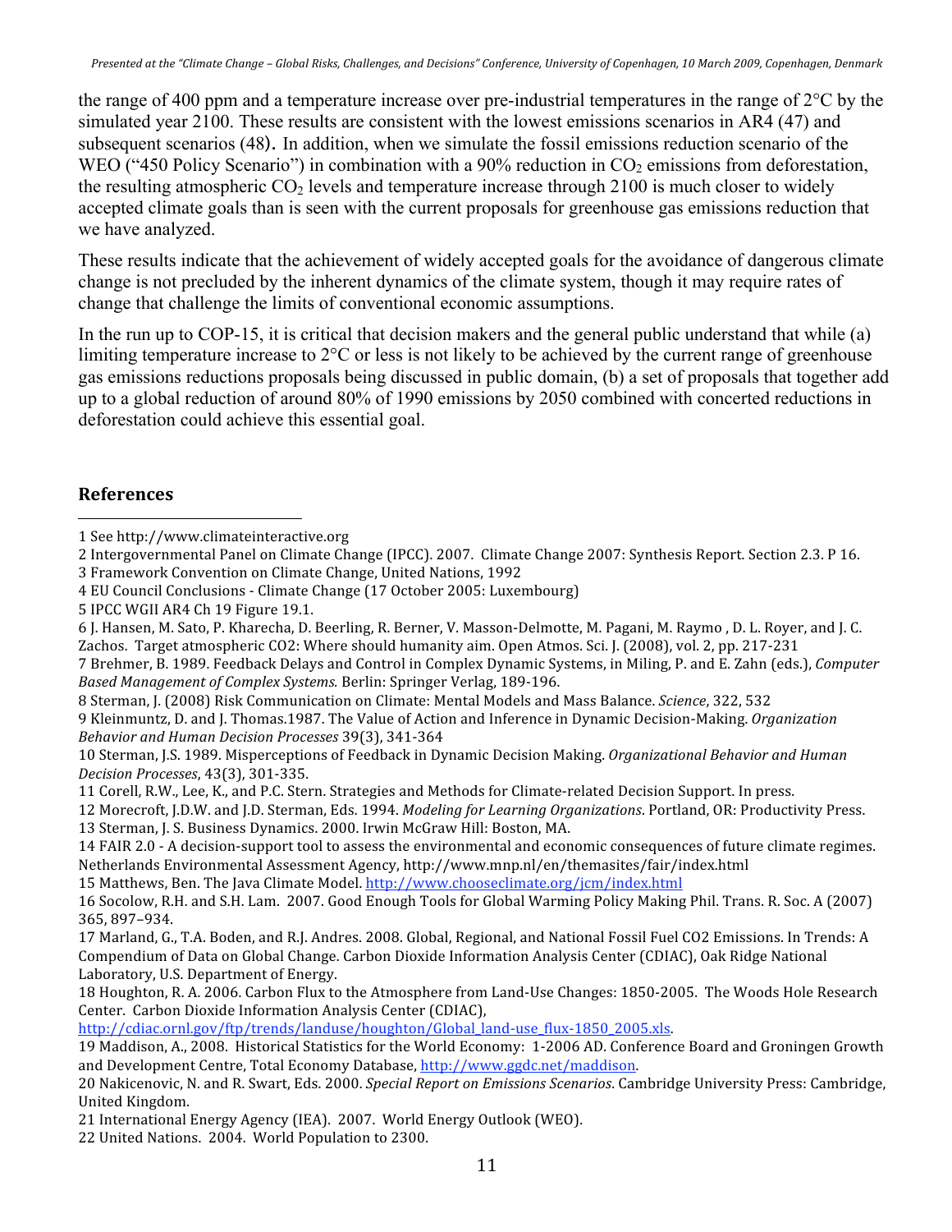the range of 400 ppm and a temperature increase over pre-industrial temperatures in the range of 2°C by the simulated year 2100. These results are consistent with the lowest emissions scenarios in AR4 (47) and subsequent scenarios (48). In addition, when we simulate the fossil emissions reduction scenario of the WEO ("450 Policy Scenario") in combination with a 90% reduction in $CO_2$ emissions from deforestation, the resulting atmospheric $CO_2$ levels and temperature increase through 2100 is much closer to widely accepted climate goals than is seen with the current proposals for greenhouse gas emissions reduction that we have analyzed.

These results indicate that the achievement of widely accepted goals for the avoidance of dangerous climate change is not precluded by the inherent dynamics of the climate system, though it may require rates of change that challenge the limits of conventional economic assumptions.

In the run up to COP-15, it is critical that decision makers and the general public understand that while (a) limiting temperature increase to 2°C or less is not likely to be achieved by the current range of greenhouse gas emissions reductions proposals being discussed in public domain, (b) a set of proposals that together add up to a global reduction of around 80% of 1990 emissions by 2050 combined with concerted reductions in deforestation could achieve this essential goal.

## References

1 See http://www.climateinteractive.org

2 Intergovernmental Panel on Climate Change (IPCC). 2007. Climate Change 2007: Synthesis Report. Section 2.3. P 16.

3 Framework Convention on Climate Change, United Nations, 1992

4 EU Council Conclusions - Climate Change (17 October 2005: Luxembourg)

5 IPCC WGII AR4 Ch 19 Figure 19.1.

6 J. Hansen, M. Sato, P. Kharecha, D. Beerling, R. Berner, V. Masson-Delmotte, M. Pagani, M. Raymo , D. L. Royer, and J. C. Zachos. Target atmospheric CO2: Where should humanity aim. Open Atmos. Sci. J. (2008), vol. 2, pp. 217-231

7 Brehmer, B. 1989. Feedback Delays and Control in Complex Dynamic Systems, in Miling, P. and E. Zahn (eds.), *Computer Based Management of Complex Systems.* Berlin: Springer Verlag, 189-196.

8 Sterman, J. (2008) Risk Communication on Climate: Mental Models and Mass Balance. *Science*, 322, 532

9 Kleinmuntz, D. and J. Thomas.1987. The Value of Action and Inference in Dynamic Decision-Making. *Organization Behavior and Human Decision Processes* 39(3), 341-364

10 Sterman, J.S. 1989. Misperceptions of Feedback in Dynamic Decision Making. *Organizational Behavior and Human Decision Processes*, 43(3), 301-335.

11 Corell, R.W., Lee, K., and P.C. Stern. Strategies and Methods for Climate-related Decision Support. In press.

12 Morecroft, J.D.W. and J.D. Sterman, Eds. 1994. *Modeling for Learning Organizations*. Portland, OR: Productivity Press.

13 Sterman, J. S. Business Dynamics. 2000. Irwin McGraw Hill: Boston, MA.

14 FAIR 2.0 - A decision-support tool to assess the environmental and economic consequences of future climate regimes. Netherlands Environmental Assessment Agency, http://www.mnp.nl/en/themasites/fair/index.html

15 Matthews, Ben. The Java Climate Model. http://www.chooseclimate.org/jcm/index.html

16 Socolow, R.H. and S.H. Lam. 2007. Good Enough Tools for Global Warming Policy Making Phil. Trans. R. Soc. A (2007) 365, 897–934.

17 Marland, G., T.A. Boden, and R.J. Andres. 2008. Global, Regional, and National Fossil Fuel CO2 Emissions. In Trends: A Compendium of Data on Global Change. Carbon Dioxide Information Analysis Center (CDIAC), Oak Ridge National Laboratory, U.S. Department of Energy.

18 Houghton, R. A. 2006. Carbon Flux to the Atmosphere from Land-Use Changes: 1850-2005. The Woods Hole Research Center. Carbon Dioxide Information Analysis Center (CDIAC), http://cdiac.ornl.gov/ftp/trends/landuse/houghton/Global_land-use_flux-1850_2005.xls.

19 Maddison, A., 2008. Historical Statistics for the World Economy: 1-2006 AD. Conference Board and Groningen Growth and Development Centre, Total Economy Database, http://www.ggdc.net/maddison.

20 Nakicenovic, N. and R. Swart, Eds. 2000. *Special Report on Emissions Scenarios*. Cambridge University Press: Cambridge, United Kingdom.

21 International Energy Agency (IEA). 2007. World Energy Outlook (WEO).

22 United Nations. 2004. World Population to 2300.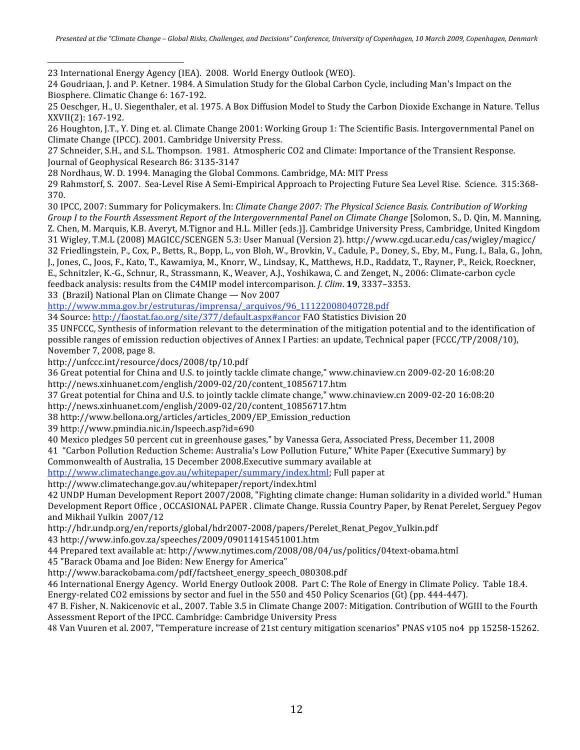23 International Energy Agency (IEA). 2008. World Energy Outlook (WEO).

24 Goudriaan, J. and P. Ketner. 1984. A Simulation Study for the Global Carbon Cycle, including Man's Impact on the Biosphere. Climatic Change 6: 167-192.

25 Oeschger, H., U. Siegenthaler, et al. 1975. A Box Diffusion Model to Study the Carbon Dioxide Exchange in Nature. Tellus XXVII(2): 167-192.

26 Houghton, J.T., Y. Ding et. al. Climate Change 2001: Working Group 1: The Scientific Basis. Intergovernmental Panel on Climate Change (IPCC). 2001. Cambridge University Press.

27 Schneider, S.H., and S.L. Thompson. 1981. Atmospheric CO2 and Climate: Importance of the Transient Response. Journal of Geophysical Research 86: 3135-3147

28 Nordhaus, W. D. 1994. Managing the Global Commons. Cambridge, MA: MIT Press

29 Rahmstorf, S. 2007. Sea-Level Rise A Semi-Empirical Approach to Projecting Future Sea Level Rise. Science. 315:368-370.

30 IPCC, 2007: Summary for Policymakers. In: *Climate Change 2007: The Physical Science Basis. Contribution of Working Group I to the Fourth Assessment Report of the Intergovernmental Panel on Climate Change* [Solomon, S., D. Qin, M. Manning, Z. Chen, M. Marquis, K.B. Averyt, M.Tignor and H.L. Miller (eds.)]. Cambridge University Press, Cambridge, United Kingdom

31 Wigley, T.M.L (2008) MAGICC/SCENGEN 5.3: User Manual (Version 2). http://www.cgd.ucar.edu/cas/wigley/magicc/

32 Friedlingstein, P., Cox, P., Betts, R., Bopp, L., von Bloh, W., Brovkin, V., Cadule, P., Doney, S., Eby, M., Fung, I., Bala, G., John, J., Jones, C., Joos, F., Kato, T., Kawamiya, M., Knorr, W., Lindsay, K., Matthews, H.D., Raddatz, T., Rayner, P., Reick, Roeckner, E., Schnitzler, K.-G., Schnur, R., Strassmann, K., Weaver, A.J., Yoshikawa, C. and Zenget, N., 2006: Climate-carbon cycle feedback analysis: results from the C4MIP model intercomparison. *J. Clim*. **19**, 3337–3353.

33 (Brazil) National Plan on Climate Change — Nov 2007
http://www.mma.gov.br/estruturas/imprensa/_arquivos/96_11122008040728.pdf

34 Source: http://faostat.fao.org/site/377/default.aspx#ancor FAO Statistics Division 20

35 UNFCCC, Synthesis of information relevant to the determination of the mitigation potential and to the identification of possible ranges of emission reduction objectives of Annex I Parties: an update, Technical paper (FCCC/TP/2008/10), November 7, 2008, page 8.
http://unfccc.int/resource/docs/2008/tp/10.pdf

36 Great potential for China and U.S. to jointly tackle climate change," www.chinaview.cn 2009-02-20 16:08:20
http://news.xinhuanet.com/english/2009-02/20/content_10856717.htm

37 Great potential for China and U.S. to jointly tackle climate change," www.chinaview.cn 2009-02-20 16:08:20
http://news.xinhuanet.com/english/2009-02/20/content_10856717.htm

38 http://www.bellona.org/articles/articles_2009/EP_Emission_reduction

39 http://www.pmindia.nic.in/lspeech.asp?id=690

40 Mexico pledges 50 percent cut in greenhouse gases," by Vanessa Gera, Associated Press, December 11, 2008

41 "Carbon Pollution Reduction Scheme: Australia's Low Pollution Future," White Paper (Executive Summary) by Commonwealth of Australia, 15 December 2008.Executive summary available at http://www.climatechange.gov.au/whitepaper/summary/index.html; Full paper at
http://www.climatechange.gov.au/whitepaper/report/index.html

42 UNDP Human Development Report 2007/2008, "Fighting climate change: Human solidarity in a divided world." Human Development Report Office , OCCASIONAL PAPER . Climate Change. Russia Country Paper, by Renat Perelet, Serguey Pegov and Mikhail Yulkin 2007/12
http://hdr.undp.org/en/reports/global/hdr2007-2008/papers/Perelet_Renat_Pegov_Yulkin.pdf

43 http://www.info.gov.za/speeches/2009/09011415451001.htm

44 Prepared text available at: http://www.nytimes.com/2008/08/04/us/politics/04text-obama.html

45 "Barack Obama and Joe Biden: New Energy for America"
http://www.barackobama.com/pdf/factsheet_energy_speech_080308.pdf

46 International Energy Agency. World Energy Outlook 2008. Part C: The Role of Energy in Climate Policy. Table 18.4. Energy-related CO2 emissions by sector and fuel in the 550 and 450 Policy Scenarios (Gt) (pp. 444-447).

47 B. Fisher, N. Nakicenovic et al., 2007. Table 3.5 in Climate Change 2007: Mitigation. Contribution of WGIII to the Fourth Assessment Report of the IPCC. Cambridge: Cambridge University Press

48 Van Vuuren et al. 2007, "Temperature increase of 21st century mitigation scenarios" PNAS v105 no4 pp 15258-15262.